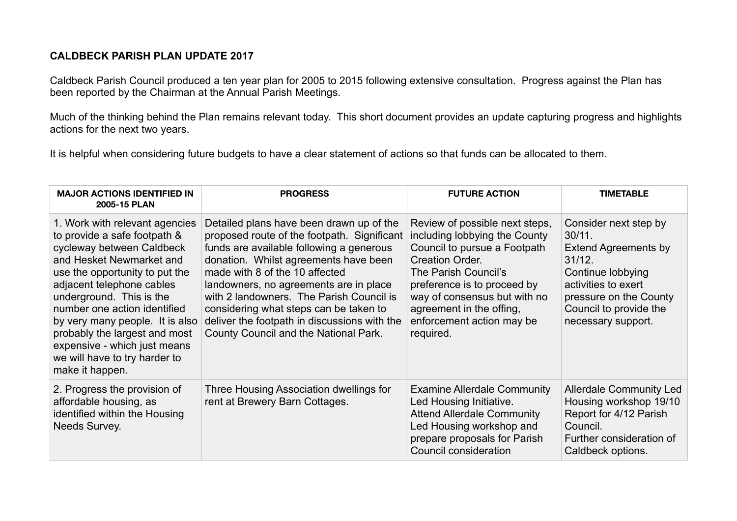**CALDBECK PARISH PLAN UPDATE 2017**

Caldbeck Parish Council produced a ten year plan for 2005 to 2015 following extensive consultation. Progress against the Plan has been reported by the Chairman at the Annual Parish Meetings.

Much of the thinking behind the Plan remains relevant today. This short document provides an update capturing progress and highlights actions for the next two years.

It is helpful when considering future budgets to have a clear statement of actions so that funds can be allocated to them.

| MAJOR ACTIONS IDENTIFIED IN 2005-15 PLAN | PROGRESS | FUTURE ACTION | TIMETABLE |
|---|---|---|---|
| 1. Work with relevant agencies to provide a safe footpath & cycleway between Caldbeck and Hesket Newmarket and use the opportunity to put the adjacent telephone cables underground. This is the number one action identified by very many people. It is also probably the largest and most expensive - which just means we will have to try harder to make it happen. | Detailed plans have been drawn up of the proposed route of the footpath. Significant funds are available following a generous donation. Whilst agreements have been made with 8 of the 10 affected landowners, no agreements are in place with 2 landowners. The Parish Council is considering what steps can be taken to deliver the footpath in discussions with the County Council and the National Park. | Review of possible next steps, including lobbying the County Council to pursue a Footpath Creation Order.<br>The Parish Council's preference is to proceed by way of consensus but with no agreement in the offing, enforcement action may be required. | Consider next step by 30/11.<br>Extend Agreements by 31/12.<br>Continue lobbying activities to exert pressure on the County Council to provide the necessary support. |
| 2. Progress the provision of affordable housing, as identified within the Housing Needs Survey. | Three Housing Association dwellings for rent at Brewery Barn Cottages. | Examine Allerdale Community Led Housing Initiative.<br>Attend Allerdale Community Led Housing workshop and prepare proposals for Parish Council consideration | Allerdale Community Led Housing workshop 19/10<br>Report for 4/12 Parish Council.<br>Further consideration of Caldbeck options. |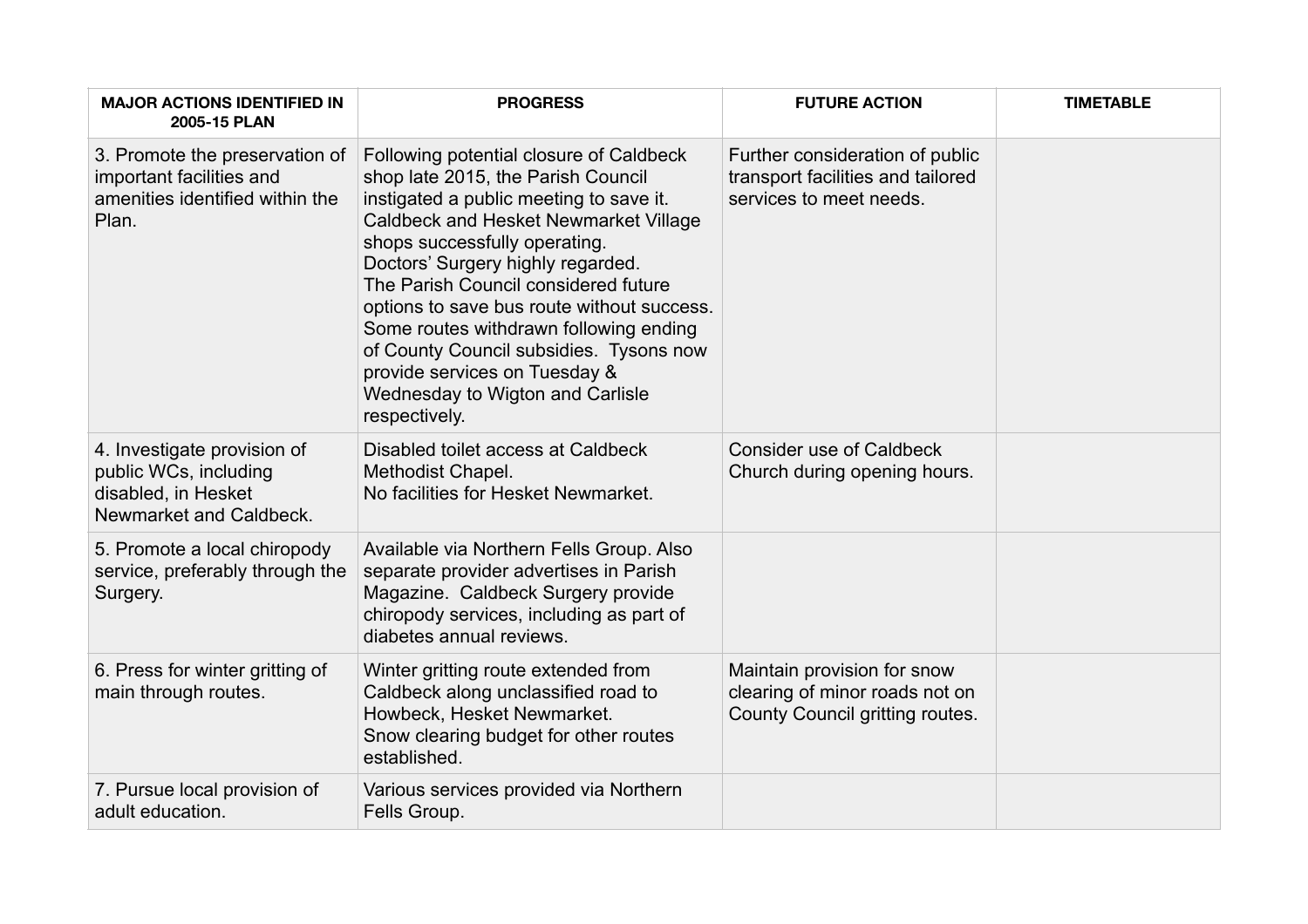| MAJOR ACTIONS IDENTIFIED IN 2005-15 PLAN | PROGRESS | FUTURE ACTION | TIMETABLE |
|---|---|---|---|
| 3. Promote the preservation of important facilities and amenities identified within the Plan. | Following potential closure of Caldbeck shop late 2015, the Parish Council instigated a public meeting to save it. Caldbeck and Hesket Newmarket Village shops successfully operating. Doctors' Surgery highly regarded. The Parish Council considered future options to save bus route without success. Some routes withdrawn following ending of County Council subsidies. Tysons now provide services on Tuesday & Wednesday to Wigton and Carlisle respectively. | Further consideration of public transport facilities and tailored services to meet needs. | |
| 4. Investigate provision of public WCs, including disabled, in Hesket Newmarket and Caldbeck. | Disabled toilet access at Caldbeck Methodist Chapel. No facilities for Hesket Newmarket. | Consider use of Caldbeck Church during opening hours. | |
| 5. Promote a local chiropody service, preferably through the Surgery. | Available via Northern Fells Group. Also separate provider advertises in Parish Magazine. Caldbeck Surgery provide chiropody services, including as part of diabetes annual reviews. | | |
| 6. Press for winter gritting of main through routes. | Winter gritting route extended from Caldbeck along unclassified road to Howbeck, Hesket Newmarket. Snow clearing budget for other routes established. | Maintain provision for snow clearing of minor roads not on County Council gritting routes. | |
| 7. Pursue local provision of adult education. | Various services provided via Northern Fells Group. | | |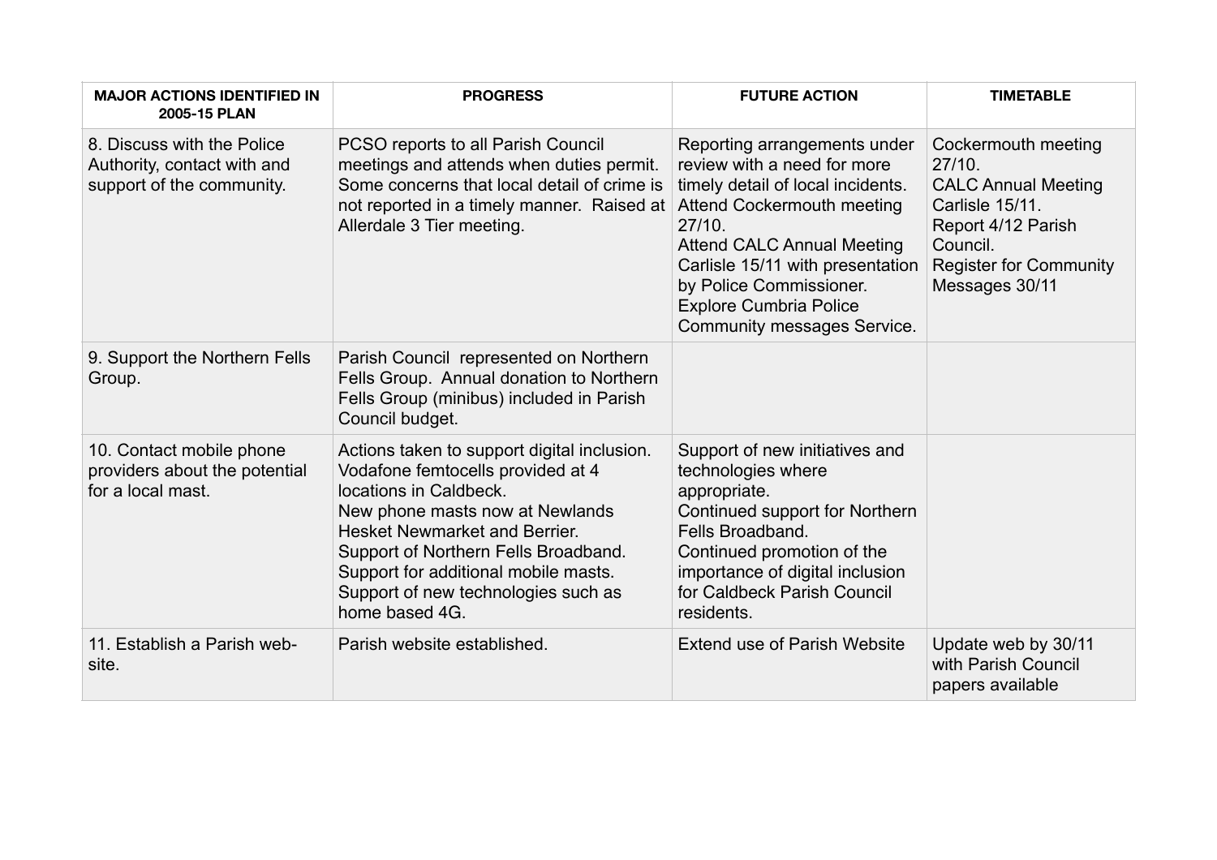| MAJOR ACTIONS IDENTIFIED IN 2005-15 PLAN | PROGRESS | FUTURE ACTION | TIMETABLE |
|---|---|---|---|
| 8. Discuss with the Police Authority, contact with and support of the community. | PCSO reports to all Parish Council meetings and attends when duties permit. Some concerns that local detail of crime is not reported in a timely manner. Raised at Allerdale 3 Tier meeting. | Reporting arrangements under review with a need for more timely detail of local incidents.<br>Attend Cockermouth meeting 27/10.<br>Attend CALC Annual Meeting Carlisle 15/11 with presentation by Police Commissioner.<br>Explore Cumbria Police Community messages Service. | Cockermouth meeting 27/10.<br>CALC Annual Meeting Carlisle 15/11.<br>Report 4/12 Parish Council.<br>Register for Community Messages 30/11 |
| 9. Support the Northern Fells Group. | Parish Council represented on Northern Fells Group. Annual donation to Northern Fells Group (minibus) included in Parish Council budget. | | |
| 10. Contact mobile phone providers about the potential for a local mast. | Actions taken to support digital inclusion.<br>Vodafone femtocells provided at 4 locations in Caldbeck.<br>New phone masts now at Newlands Hesket Newmarket and Berrier.<br>Support of Northern Fells Broadband.<br>Support for additional mobile masts.<br>Support of new technologies such as home based 4G. | Support of new initiatives and technologies where appropriate.<br>Continued support for Northern Fells Broadband.<br>Continued promotion of the importance of digital inclusion for Caldbeck Parish Council residents. | |
| 11. Establish a Parish web-site. | Parish website established. | Extend use of Parish Website | Update web by 30/11 with Parish Council papers available |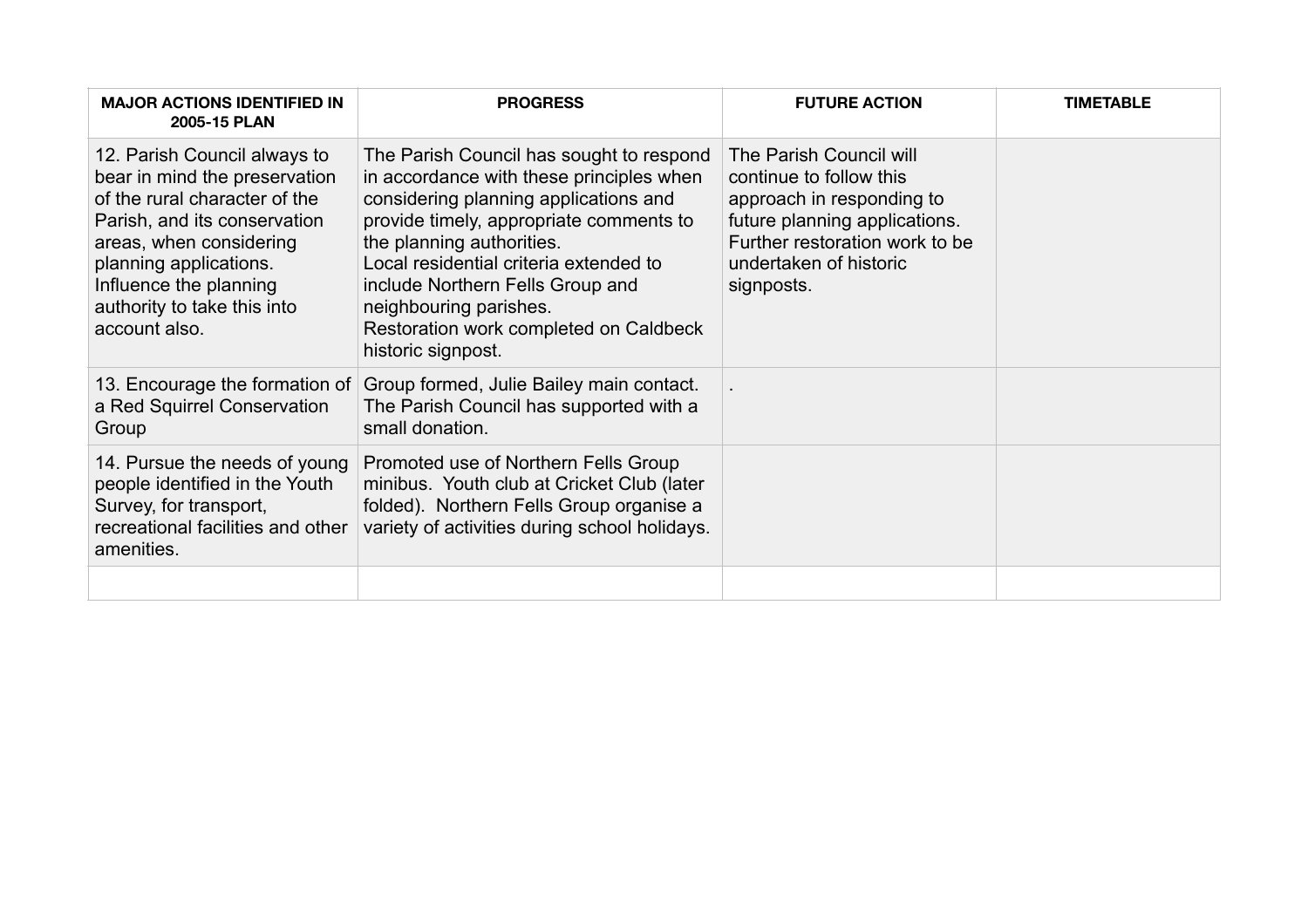| MAJOR ACTIONS IDENTIFIED IN 2005-15 PLAN | PROGRESS | FUTURE ACTION | TIMETABLE |
|---|---|---|---|
| 12. Parish Council always to bear in mind the preservation of the rural character of the Parish, and its conservation areas, when considering planning applications. Influence the planning authority to take this into account also. | The Parish Council has sought to respond in accordance with these principles when considering planning applications and provide timely, appropriate comments to the planning authorities. Local residential criteria extended to include Northern Fells Group and neighbouring parishes. Restoration work completed on Caldbeck historic signpost. | The Parish Council will continue to follow this approach in responding to future planning applications. Further restoration work to be undertaken of historic signposts. | |
| 13. Encourage the formation of a Red Squirrel Conservation Group | Group formed, Julie Bailey main contact. The Parish Council has supported with a small donation. | . | |
| 14. Pursue the needs of young people identified in the Youth Survey, for transport, recreational facilities and other amenities. | Promoted use of Northern Fells Group minibus. Youth club at Cricket Club (later folded). Northern Fells Group organise a variety of activities during school holidays. | | |
| | | | |